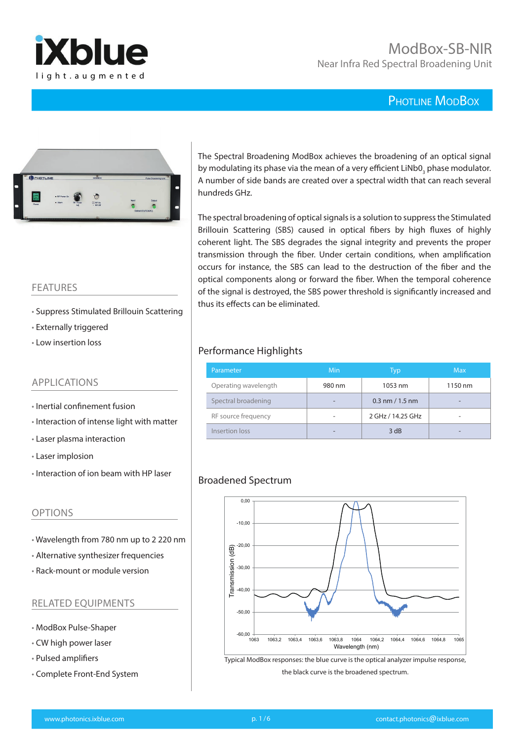# ModBox-SB-NIR

Near Infra Red Spectral Broadening Unit

PHOTLINE MODBOX

## FEATURES

- Suppress Stimulated Brillouin Scattering
- Externally triggered
- Low insertion loss

## APPLICATIONS

- Inertial confinement fusion
- Interaction of intense light with matter
- Laser plasma interaction
- Laser implosion
- Interaction of ion beam with HP laser

## OPTIONS

- Wavelength from 780 nm up to 2 220 nm
- Alternative synthesizer frequencies
- Rack-mount or module version

## RELATED EQUIPMENTS

- ModBox Pulse-Shaper
- CW high power laser
- Pulsed amplifiers
- Complete Front-End System

The Spectral Broadening ModBox achieves the broadening of an optical signal by modulating its phase via the mean of a very efficient $LiNbO_3$ phase modulator. A number of side bands are created over a spectral width that can reach several hundreds GHz.

The spectral broadening of optical signals is a solution to suppress the Stimulated Brillouin Scattering (SBS) caused in optical fibers by high fluxes of highly coherent light. The SBS degrades the signal integrity and prevents the proper transmission through the fiber. Under certain conditions, when amplification occurs for instance, the SBS can lead to the destruction of the fiber and the optical components along or forward the fiber. When the temporal coherence of the signal is destroyed, the SBS power threshold is significantly increased and thus its effects can be eliminated.

## Performance Highlights

| Parameter | Min | Typ | Max |
|---|---|---|---|
| Operating wavelength | 980 nm | 1053 nm | 1150 nm |
| Spectral broadening | - | 0.3 nm / 1.5 nm | - |
| RF source frequency | - | 2 GHz / 14.25 GHz | - |
| Insertion loss | - | 3 dB | - |

## Broadened Spectrum

Typical ModBox responses: the blue curve is the optical analyzer impulse response, the black curve is the broadened spectrum.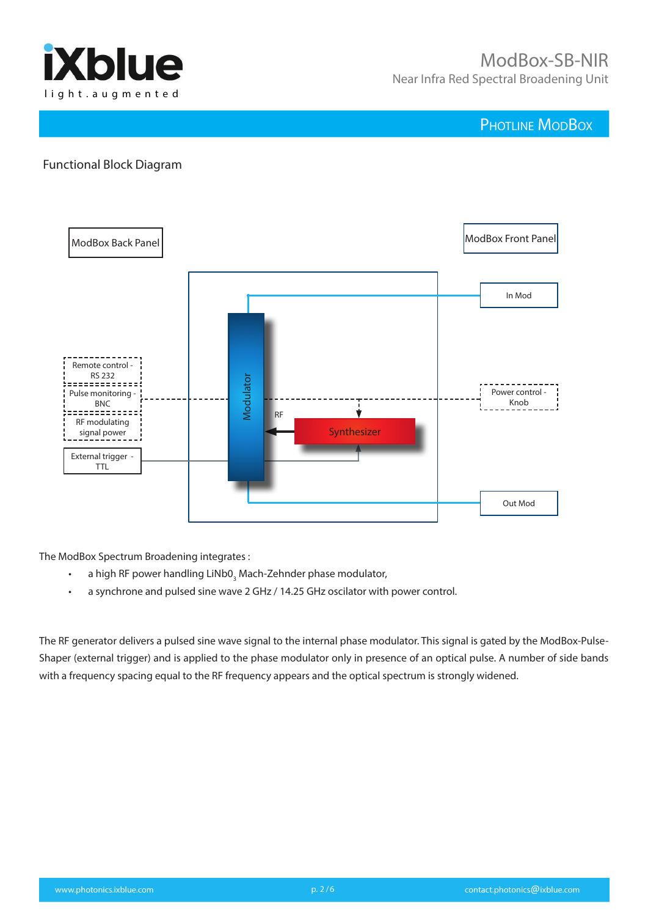## Functional Block Diagram

ModBox Back Panel

ModBox Front Panel

In Mod

Remote control - RS 232

Pulse monitoring - BNC

RF modulating signal power

External trigger - TTL

Modulator

RF

Synthesizer

Power control - Knob

Out Mod

The ModBox Spectrum Broadening integrates :

- a high RF power handling $LiNbO_3$ Mach-Zehnder phase modulator,
- a synchrone and pulsed sine wave 2 GHz / 14.25 GHz oscilator with power control.

The RF generator delivers a pulsed sine wave signal to the internal phase modulator. This signal is gated by the ModBox-Pulse-Shaper (external trigger) and is applied to the phase modulator only in presence of an optical pulse. A number of side bands with a frequency spacing equal to the RF frequency appears and the optical spectrum is strongly widened.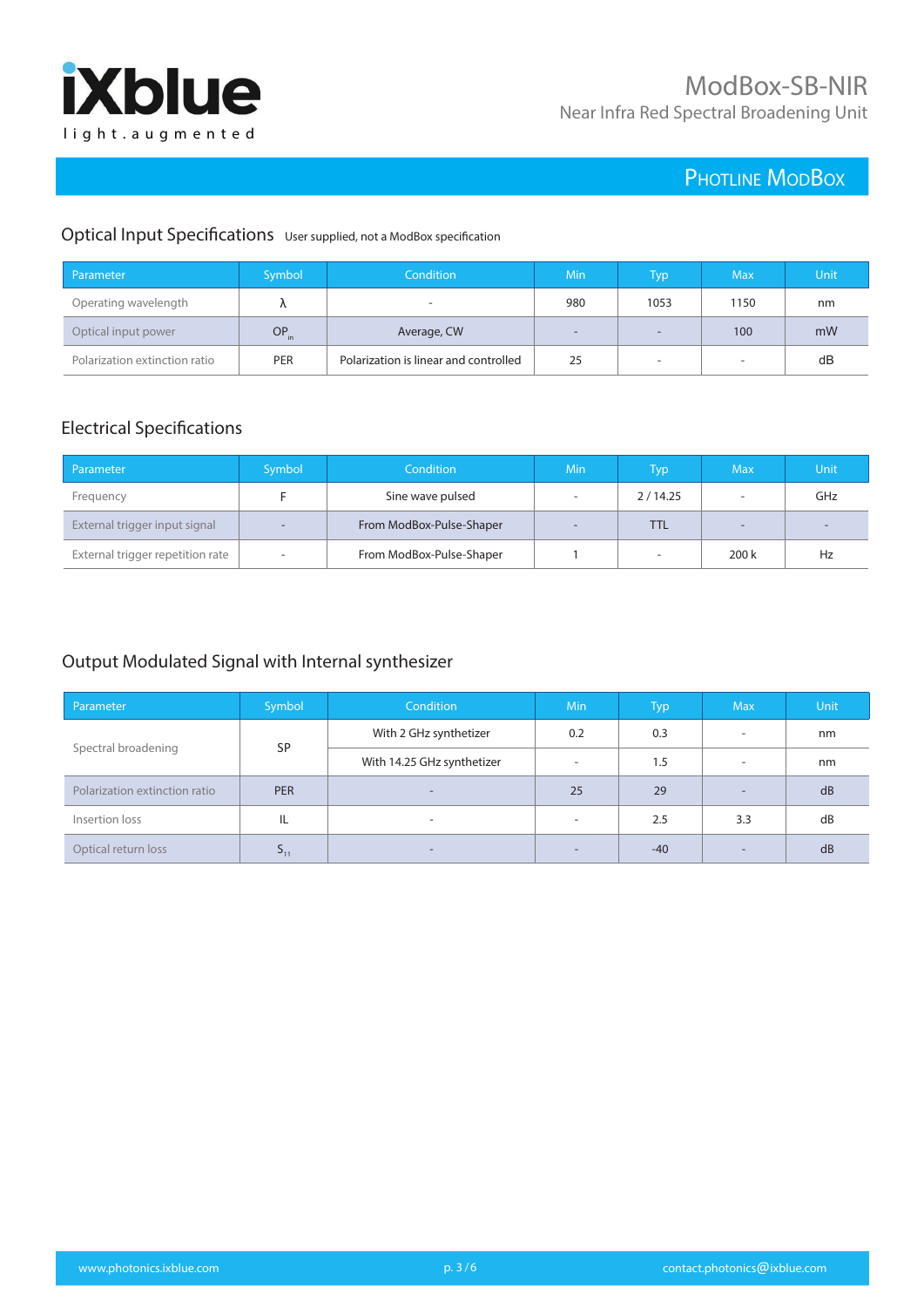## Optical Input Specifications

User supplied, not a ModBox specification

| Parameter | Symbol | Condition | Min | Typ | Max | Unit |
|---|---|---|---|---|---|---|
| Operating wavelength | λ | - | 980 | 1053 | 1150 | nm |
| Optical input power | $OP_{in}$ | Average, CW | - | - | 100 | mW |
| Polarization extinction ratio | PER | Polarization is linear and controlled | 25 | - | - | dB |

## Electrical Specifications

| Parameter | Symbol | Condition | Min | Typ | Max | Unit |
|---|---|---|---|---|---|---|
| Frequency | F | Sine wave pulsed | - | 2 / 14.25 | - | GHz |
| External trigger input signal | - | From ModBox-Pulse-Shaper | - | TTL | - | - |
| External trigger repetition rate | - | From ModBox-Pulse-Shaper | 1 | - | 200 k | Hz |

## Output Modulated Signal with Internal synthesizer

| Parameter | Symbol | Condition | Min | Typ | Max | Unit |
|---|---|---|---|---|---|---|
| Spectral broadening | SP | With 2 GHz synthetizer | 0.2 | 0.3 | - | nm |
| | | With 14.25 GHz synthetizer | - | 1.5 | - | nm |
| Polarization extinction ratio | PER | - | 25 | 29 | - | dB |
| Insertion loss | IL | - | - | 2.5 | 3.3 | dB |
| Optical return loss | $S_{11}$ | - | - | -40 | - | dB |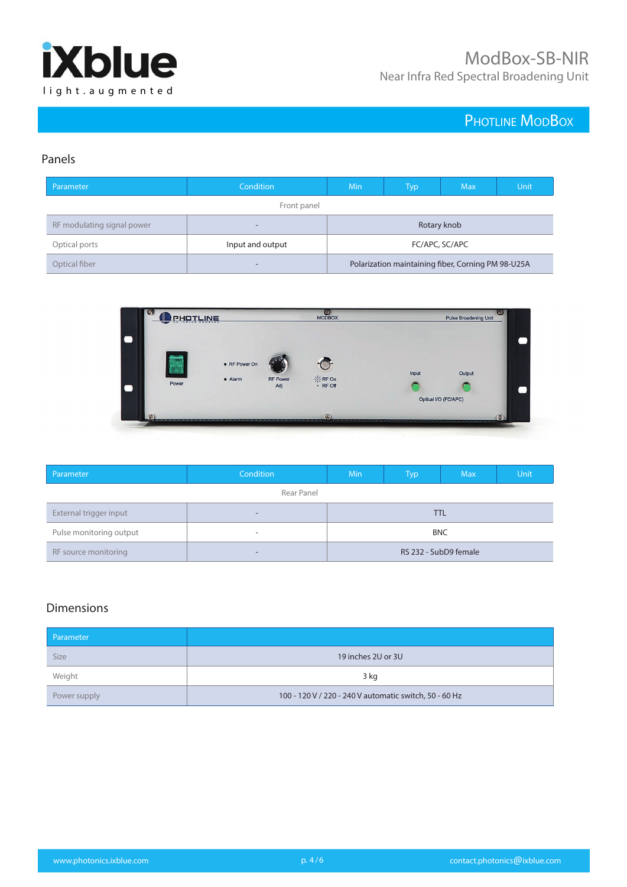## Panels

| Parameter | Condition | Min | Typ | Max | Unit |
|---|---|---|---|---|---|
| Front panel | | | | | |
| RF modulating signal power | - | Rotary knob | | | |
| Optical ports | Input and output | FC/APC, SC/APC | | | |
| Optical fiber | - | Polarization maintaining fiber, Corning PM 98-U25A | | | |

| Parameter | Condition | Min | Typ | Max | Unit |
|---|---|---|---|---|---|
| Rear Panel | | | | | |
| External trigger input | - | TTL | | | |
| Pulse monitoring output | - | BNC | | | |
| RF source monitoring | - | RS 232 - SubD9 female | | | |

## Dimensions

| Parameter | |
|---|---|
| Size | 19 inches 2U or 3U |
| Weight | 3 kg |
| Power supply | 100 - 120 V / 220 - 240 V automatic switch, 50 - 60 Hz |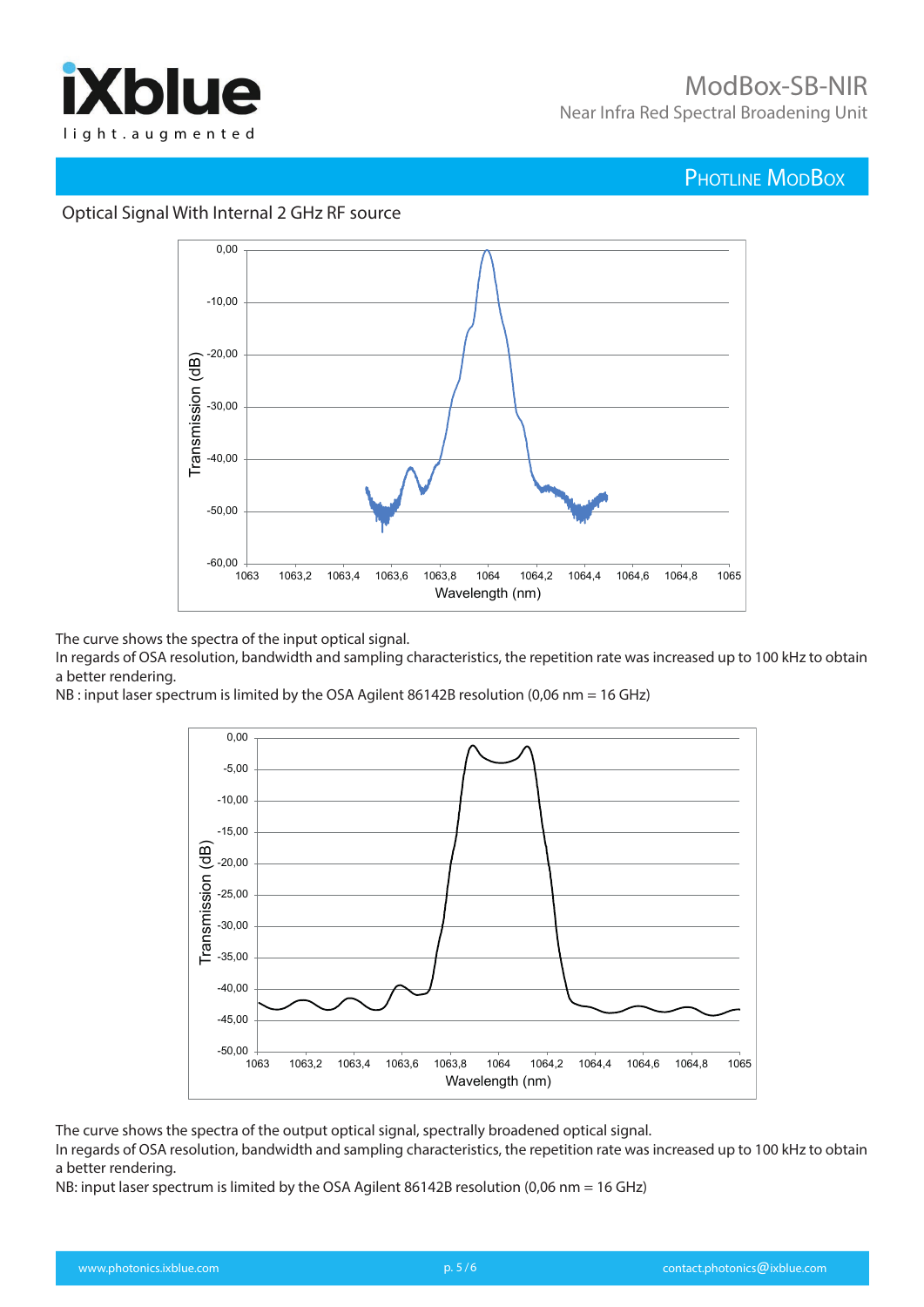## Optical Signal With Internal 2 GHz RF source

The curve shows the spectra of the input optical signal.
In regards of OSA resolution, bandwidth and sampling characteristics, the repetition rate was increased up to 100 kHz to obtain a better rendering.
NB : input laser spectrum is limited by the OSA Agilent 86142B resolution (0,06 nm = 16 GHz)

The curve shows the spectra of the output optical signal, spectrally broadened optical signal.
In regards of OSA resolution, bandwidth and sampling characteristics, the repetition rate was increased up to 100 kHz to obtain a better rendering.
NB: input laser spectrum is limited by the OSA Agilent 86142B resolution (0,06 nm = 16 GHz)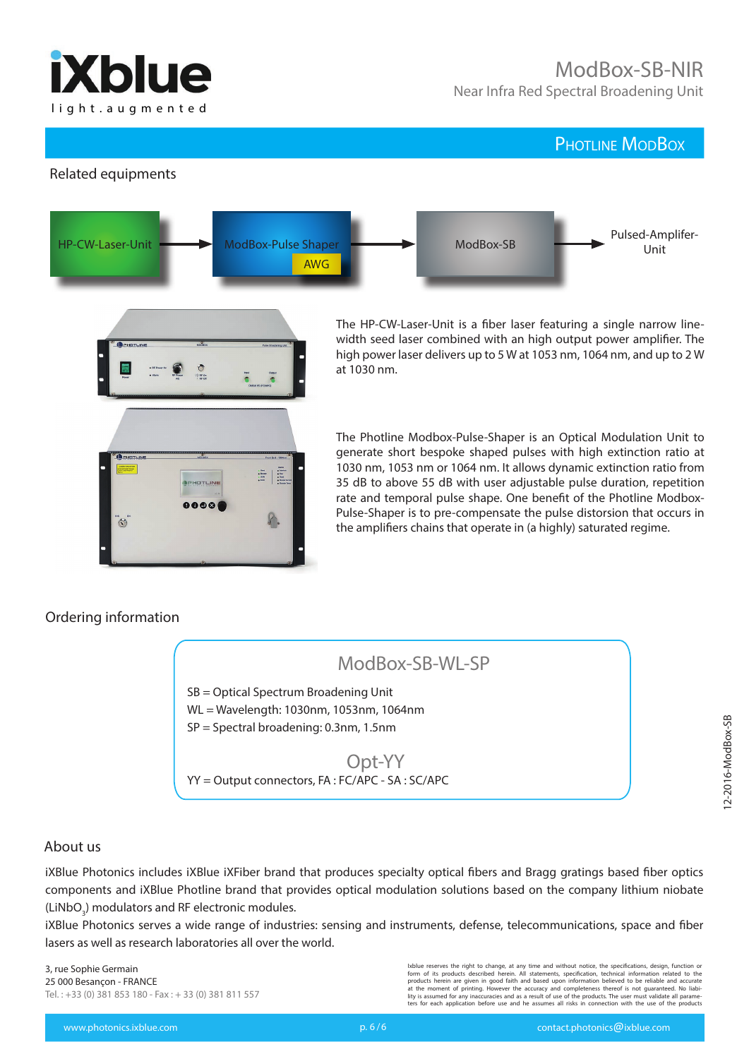# ModBox-SB-NIR

Near Infra Red Spectral Broadening Unit

## Photline ModBox

### Related equipments

HP-CW-Laser-Unit → ModBox-Pulse Shaper AWG → ModBox-SB → Pulsed-Amplifer-Unit

The HP-CW-Laser-Unit is a fiber laser featuring a single narrow line-width seed laser combined with an high output power amplifier. The high power laser delivers up to 5 W at 1053 nm, 1064 nm, and up to 2 W at 1030 nm.

The Photline Modbox-Pulse-Shaper is an Optical Modulation Unit to generate short bespoke shaped pulses with high extinction ratio at 1030 nm, 1053 nm or 1064 nm. It allows dynamic extinction ratio from 35 dB to above 55 dB with user adjustable pulse duration, repetition rate and temporal pulse shape. One benefit of the Photline Modbox-Pulse-Shaper is to pre-compensate the pulse distorsion that occurs in the amplifiers chains that operate in (a highly) saturated regime.

### Ordering information

**ModBox-SB-WL-SP**

SB = Optical Spectrum Broadening Unit
WL = Wavelength: 1030nm, 1053nm, 1064nm
SP = Spectral broadening: 0.3nm, 1.5nm

**Opt-YY**

YY = Output connectors, FA : FC/APC - SA : SC/APC

### About us

iXBlue Photonics includes iXBlue iXFiber brand that produces specialty optical fibers and Bragg gratings based fiber optics components and iXBlue Photline brand that provides optical modulation solutions based on the company lithium niobate ($LiNbO_3$) modulators and RF electronic modules.
iXBlue Photonics serves a wide range of industries: sensing and instruments, defense, telecommunications, space and fiber lasers as well as research laboratories all over the world.

3, rue Sophie Germain
25 000 Besançon - FRANCE
Tel. : +33 (0) 381 853 180 - Fax : + 33 (0) 381 811 557

Ixblue reserves the right to change, at any time and without notice, the specifications, design, function or form of its products described herein. All statements, specification, technical information related to the products herein are given in good faith and based upon information believed to be reliable and accurate at the moment of printing. However the accuracy and completeness thereof is not guaranteed. No liability is assumed for any inaccuracies and as a result of use of the products. The user must validate all parameters for each application before use and he assumes all risks in connection with the use of the products

www.photonics.ixblue.com — contact.photonics@ixblue.com

12-2016-ModBox-SB